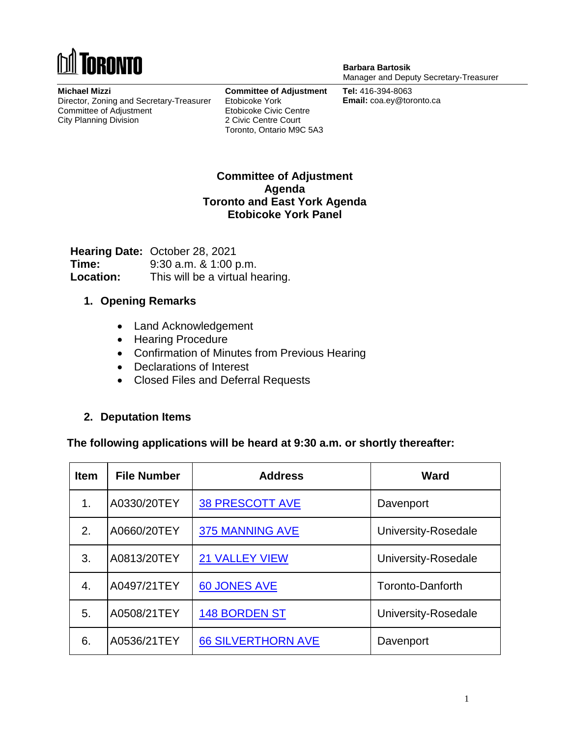**Barbara Bartosik**
Manager and Deputy Secretary-Treasurer

**Michael Mizzi**
Director, Zoning and Secretary-Treasurer
Committee of Adjustment
City Planning Division

**Committee of Adjustment**
Etobicoke York
Etobicoke Civic Centre
2 Civic Centre Court
Toronto, Ontario M9C 5A3

**Tel:** 416-394-8063
**Email:** coa.ey@toronto.ca

# Committee of Adjustment Agenda
# Toronto and East York Agenda
# Etobicoke York Panel

**Hearing Date:** October 28, 2021
**Time:** 9:30 a.m. & 1:00 p.m.
**Location:** This will be a virtual hearing.

## 1. Opening Remarks

- Land Acknowledgement
- Hearing Procedure
- Confirmation of Minutes from Previous Hearing
- Declarations of Interest
- Closed Files and Deferral Requests

## 2. Deputation Items

**The following applications will be heard at 9:30 a.m. or shortly thereafter:**

| Item | File Number | Address | Ward |
|---|---|---|---|
| 1. | A0330/20TEY | 38 PRESCOTT AVE | Davenport |
| 2. | A0660/20TEY | 375 MANNING AVE | University-Rosedale |
| 3. | A0813/20TEY | 21 VALLEY VIEW | University-Rosedale |
| 4. | A0497/21TEY | 60 JONES AVE | Toronto-Danforth |
| 5. | A0508/21TEY | 148 BORDEN ST | University-Rosedale |
| 6. | A0536/21TEY | 66 SILVERTHORN AVE | Davenport |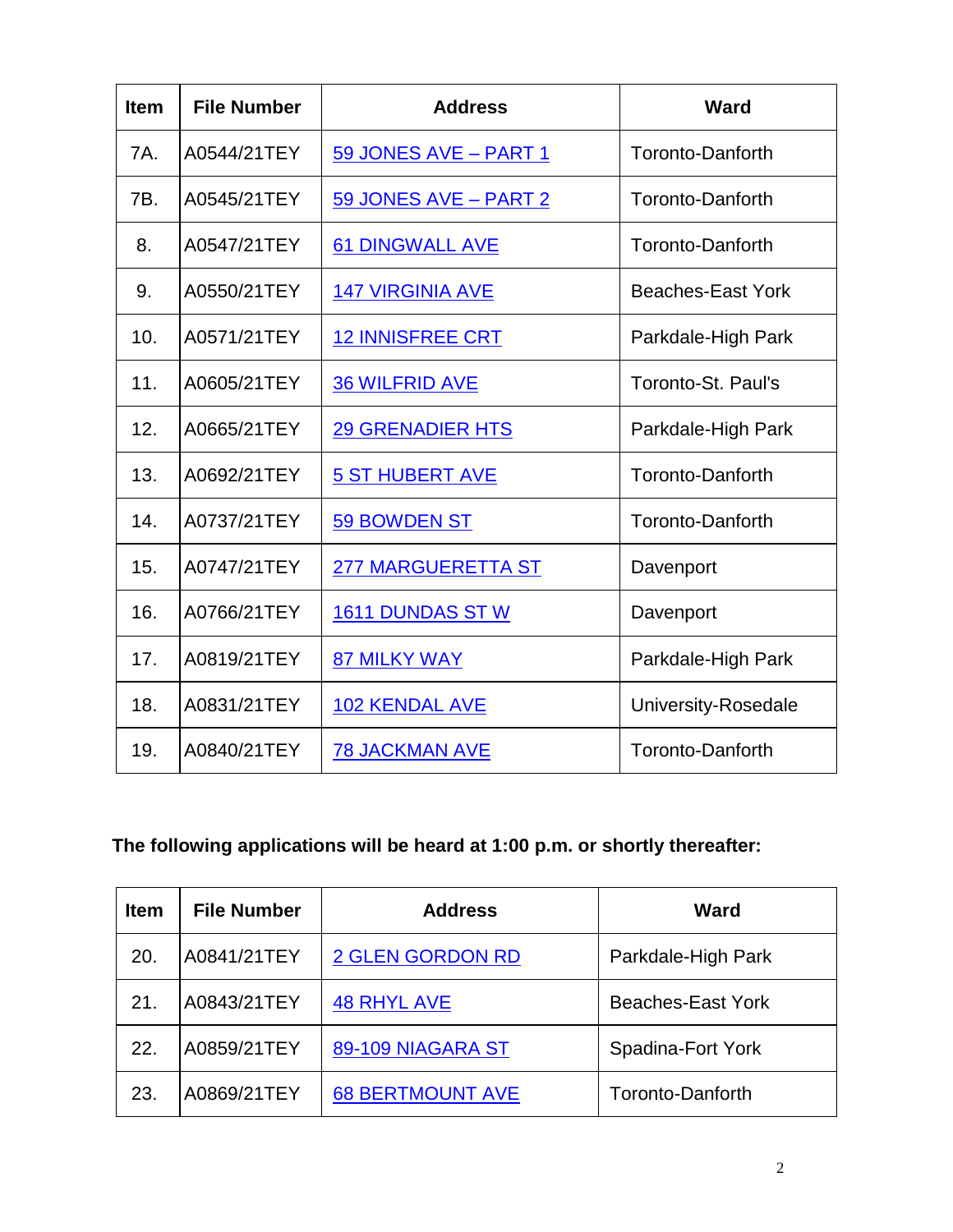| Item | File Number | Address | Ward |
|---|---|---|---|
| 7A. | A0544/21TEY | 59 JONES AVE – PART 1 | Toronto-Danforth |
| 7B. | A0545/21TEY | 59 JONES AVE – PART 2 | Toronto-Danforth |
| 8. | A0547/21TEY | 61 DINGWALL AVE | Toronto-Danforth |
| 9. | A0550/21TEY | 147 VIRGINIA AVE | Beaches-East York |
| 10. | A0571/21TEY | 12 INNISFREE CRT | Parkdale-High Park |
| 11. | A0605/21TEY | 36 WILFRID AVE | Toronto-St. Paul's |
| 12. | A0665/21TEY | 29 GRENADIER HTS | Parkdale-High Park |
| 13. | A0692/21TEY | 5 ST HUBERT AVE | Toronto-Danforth |
| 14. | A0737/21TEY | 59 BOWDEN ST | Toronto-Danforth |
| 15. | A0747/21TEY | 277 MARGUERETTA ST | Davenport |
| 16. | A0766/21TEY | 1611 DUNDAS ST W | Davenport |
| 17. | A0819/21TEY | 87 MILKY WAY | Parkdale-High Park |
| 18. | A0831/21TEY | 102 KENDAL AVE | University-Rosedale |
| 19. | A0840/21TEY | 78 JACKMAN AVE | Toronto-Danforth |

**The following applications will be heard at 1:00 p.m. or shortly thereafter:**

| Item | File Number | Address | Ward |
|---|---|---|---|
| 20. | A0841/21TEY | 2 GLEN GORDON RD | Parkdale-High Park |
| 21. | A0843/21TEY | 48 RHYL AVE | Beaches-East York |
| 22. | A0859/21TEY | 89-109 NIAGARA ST | Spadina-Fort York |
| 23. | A0869/21TEY | 68 BERTMOUNT AVE | Toronto-Danforth |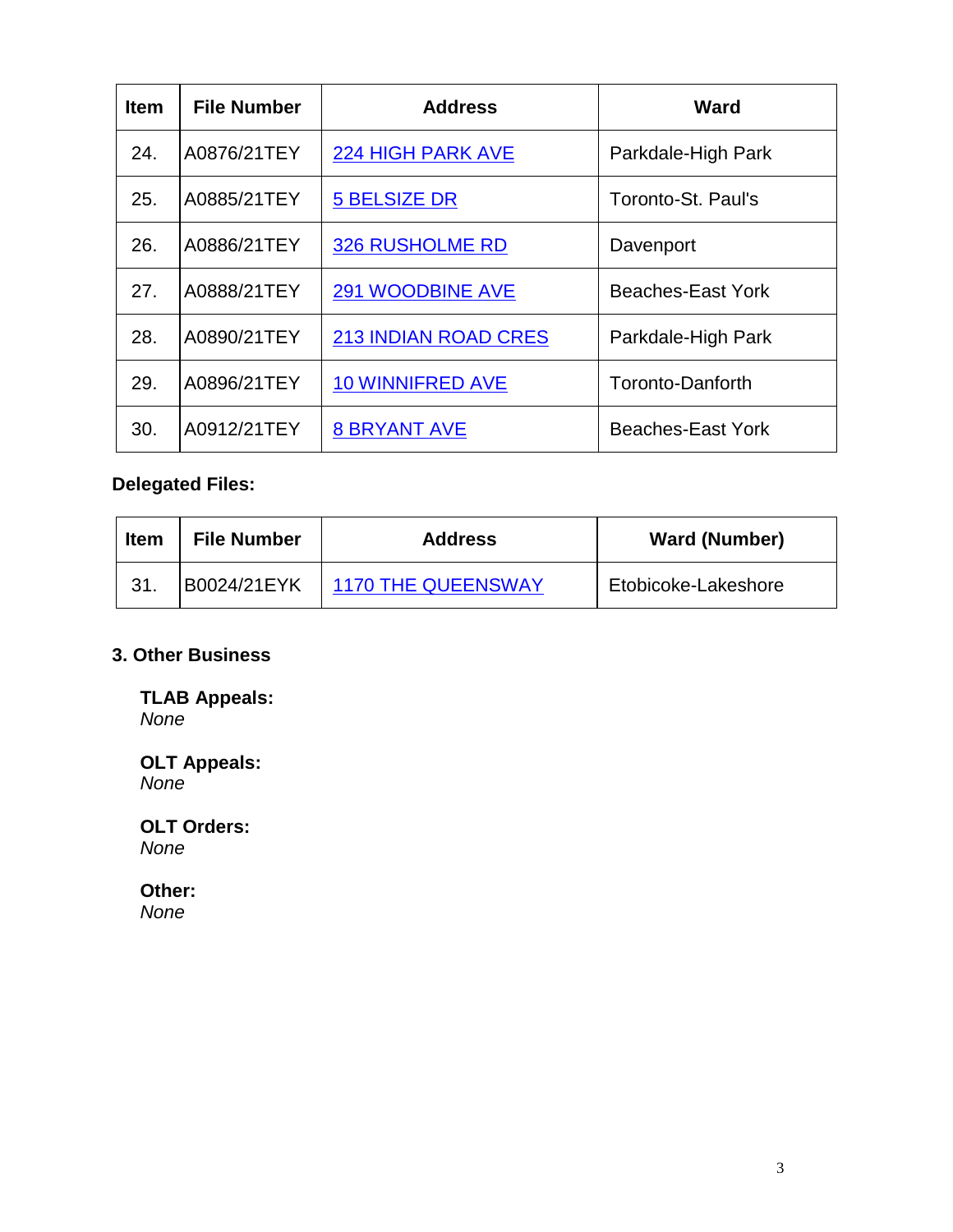| Item | File Number | Address | Ward |
|---|---|---|---|
| 24. | A0876/21TEY | 224 HIGH PARK AVE | Parkdale-High Park |
| 25. | A0885/21TEY | 5 BELSIZE DR | Toronto-St. Paul's |
| 26. | A0886/21TEY | 326 RUSHOLME RD | Davenport |
| 27. | A0888/21TEY | 291 WOODBINE AVE | Beaches-East York |
| 28. | A0890/21TEY | 213 INDIAN ROAD CRES | Parkdale-High Park |
| 29. | A0896/21TEY | 10 WINNIFRED AVE | Toronto-Danforth |
| 30. | A0912/21TEY | 8 BRYANT AVE | Beaches-East York |

**Delegated Files:**

| Item | File Number | Address | Ward (Number) |
|---|---|---|---|
| 31. | B0024/21EYK | 1170 THE QUEENSWAY | Etobicoke-Lakeshore |

## 3. Other Business

**TLAB Appeals:**
*None*

**OLT Appeals:**
*None*

**OLT Orders:**
*None*

**Other:**
*None*